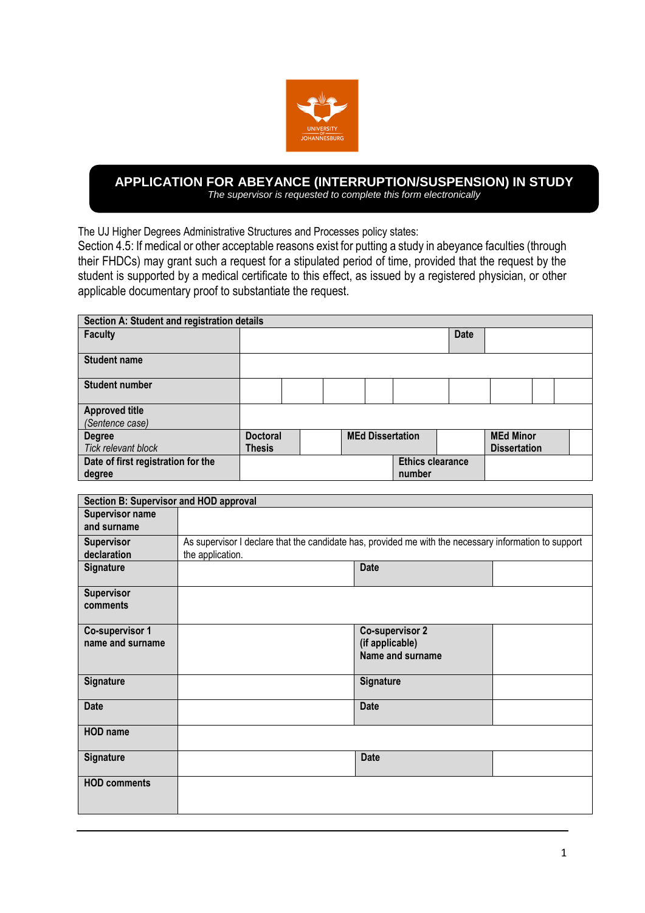UNIVERSITY OF JOHANNESBURG

# APPLICATION FOR ABEYANCE (INTERRUPTION/SUSPENSION) IN STUDY

*The supervisor is requested to complete this form electronically*

The UJ Higher Degrees Administrative Structures and Processes policy states:
Section 4.5: If medical or other acceptable reasons exist for putting a study in abeyance faculties (through their FHDCs) may grant such a request for a stipulated period of time, provided that the request by the student is supported by a medical certificate to this effect, as issued by a registered physician, or other applicable documentary proof to substantiate the request.

| **Section A: Student and registration details** | | | | | | | | | |
|---|---|---|---|---|---|---|---|---|---|
| **Faculty** | | | | | | **Date** | | | |
| **Student name** | | | | | | | | | |
| **Student number** | | | | | | | | | |
| **Approved title** *(Sentence case)* | | | | | | | | | |
| **Degree** *Tick relevant block* | **Doctoral Thesis** | | **MEd Dissertation** | | | **MEd Minor Dissertation** | | | |
| **Date of first registration for the degree** | | | | **Ethics clearance number** | | | | | |

| **Section B: Supervisor and HOD approval** | | | |
|---|---|---|---|
| **Supervisor name and surname** | | | |
| **Supervisor declaration** | As supervisor I declare that the candidate has, provided me with the necessary information to support the application. | | |
| **Signature** | | **Date** | |
| **Supervisor comments** | | | |
| **Co-supervisor 1 name and surname** | | **Co-supervisor 2 (if applicable) Name and surname** | |
| **Signature** | | **Signature** | |
| **Date** | | **Date** | |
| **HOD name** | | | |
| **Signature** | | **Date** | |
| **HOD comments** | | | |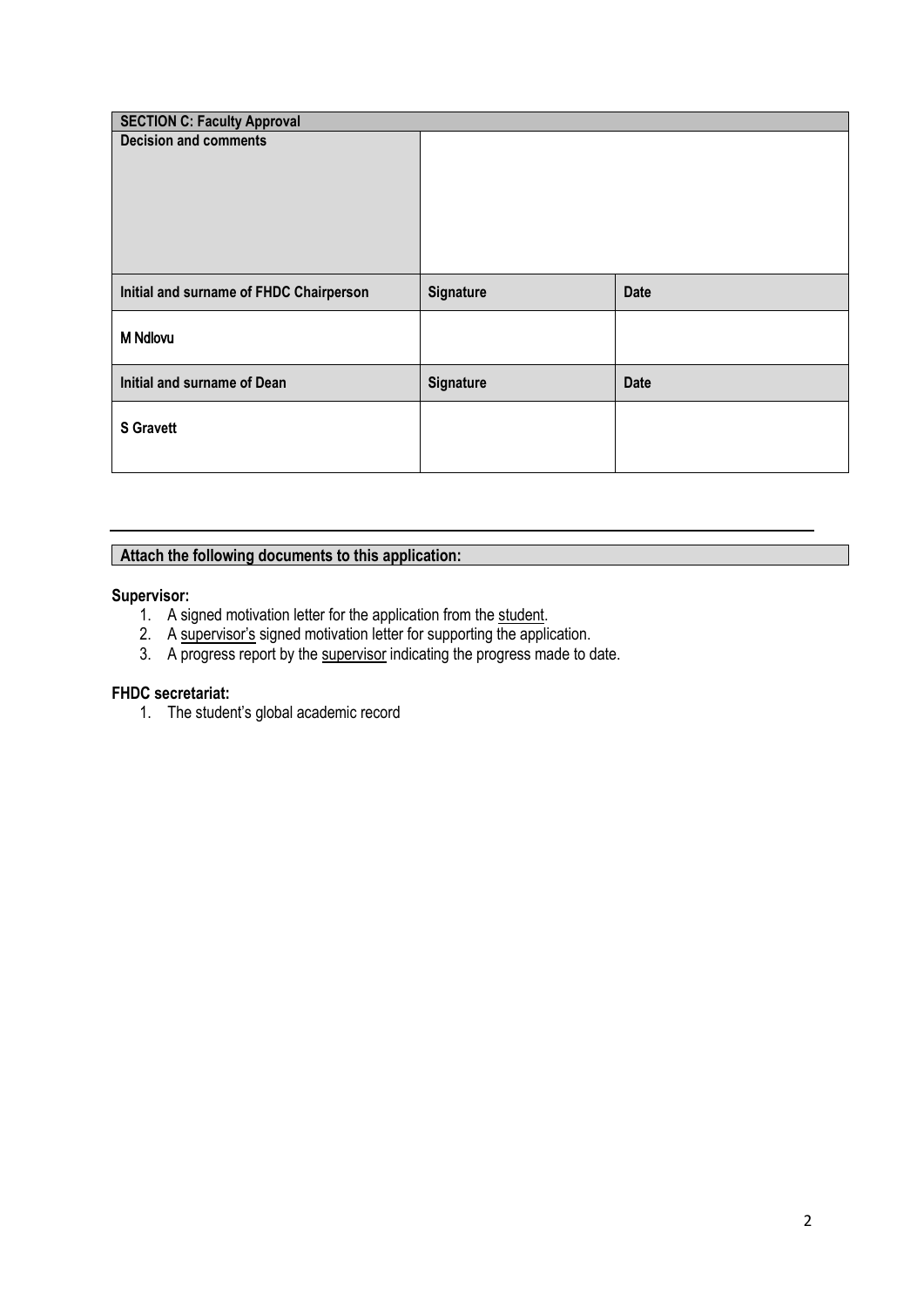| SECTION C: Faculty Approval | | |
|---|---|---|
| **Decision and comments** | | |
| **Initial and surname of FHDC Chairperson** | **Signature** | **Date** |
| **M Ndlovu** | | |
| **Initial and surname of Dean** | **Signature** | **Date** |
| **S Gravett** | | |

---

**Attach the following documents to this application:**

**Supervisor:**

1. A signed motivation letter for the application from the student.
2. A supervisor's signed motivation letter for supporting the application.
3. A progress report by the supervisor indicating the progress made to date.

**FHDC secretariat:**

1. The student's global academic record